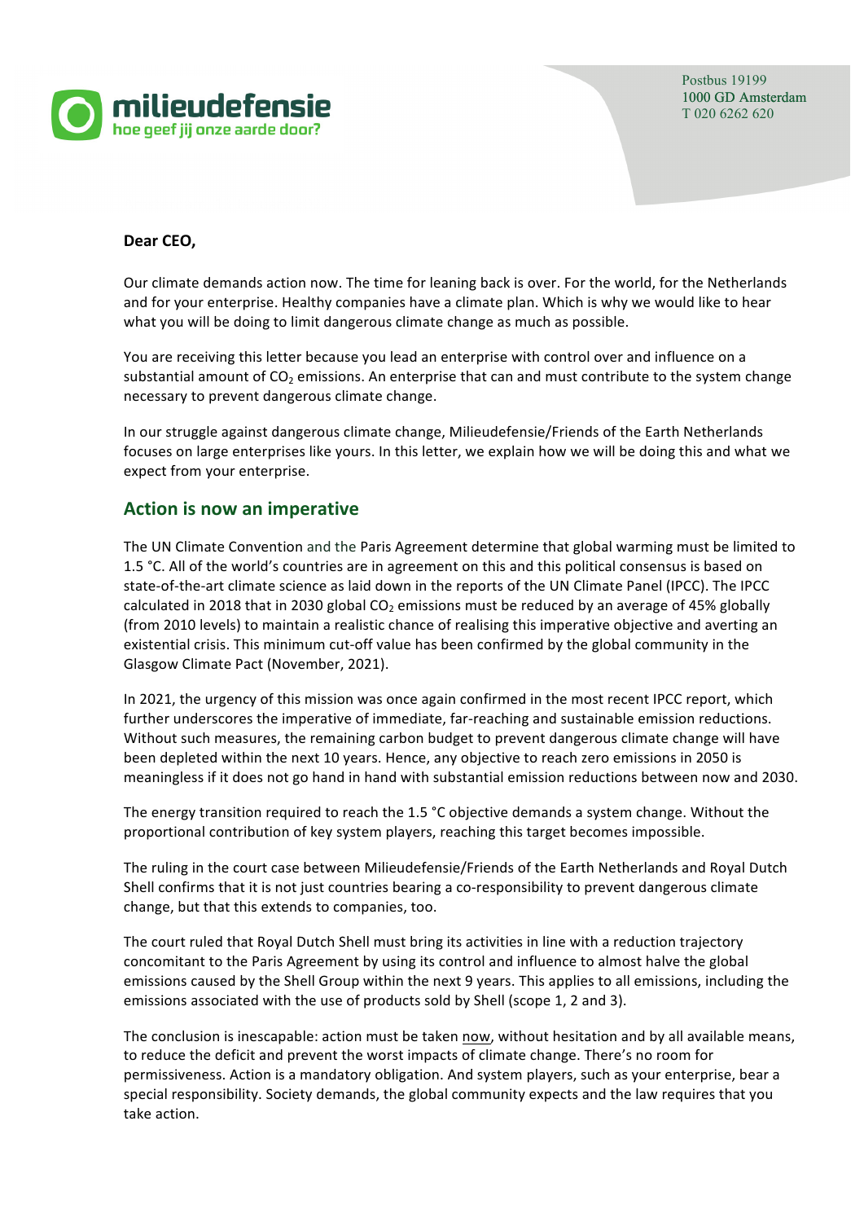milieudefensie
hoe geef jij onze aarde door?

Postbus 19199
1000 GD Amsterdam
T 020 6262 620

**Dear CEO,**

Our climate demands action now. The time for leaning back is over. For the world, for the Netherlands and for your enterprise. Healthy companies have a climate plan. Which is why we would like to hear what you will be doing to limit dangerous climate change as much as possible.

You are receiving this letter because you lead an enterprise with control over and influence on a substantial amount of $CO_2$ emissions. An enterprise that can and must contribute to the system change necessary to prevent dangerous climate change.

In our struggle against dangerous climate change, Milieudefensie/Friends of the Earth Netherlands focuses on large enterprises like yours. In this letter, we explain how we will be doing this and what we expect from your enterprise.

## Action is now an imperative

The UN Climate Convention and the Paris Agreement determine that global warming must be limited to 1.5 °C. All of the world's countries are in agreement on this and this political consensus is based on state-of-the-art climate science as laid down in the reports of the UN Climate Panel (IPCC). The IPCC calculated in 2018 that in 2030 global $CO_2$ emissions must be reduced by an average of 45% globally (from 2010 levels) to maintain a realistic chance of realising this imperative objective and averting an existential crisis. This minimum cut-off value has been confirmed by the global community in the Glasgow Climate Pact (November, 2021).

In 2021, the urgency of this mission was once again confirmed in the most recent IPCC report, which further underscores the imperative of immediate, far-reaching and sustainable emission reductions. Without such measures, the remaining carbon budget to prevent dangerous climate change will have been depleted within the next 10 years. Hence, any objective to reach zero emissions in 2050 is meaningless if it does not go hand in hand with substantial emission reductions between now and 2030.

The energy transition required to reach the 1.5 °C objective demands a system change. Without the proportional contribution of key system players, reaching this target becomes impossible.

The ruling in the court case between Milieudefensie/Friends of the Earth Netherlands and Royal Dutch Shell confirms that it is not just countries bearing a co-responsibility to prevent dangerous climate change, but that this extends to companies, too.

The court ruled that Royal Dutch Shell must bring its activities in line with a reduction trajectory concomitant to the Paris Agreement by using its control and influence to almost halve the global emissions caused by the Shell Group within the next 9 years. This applies to all emissions, including the emissions associated with the use of products sold by Shell (scope 1, 2 and 3).

The conclusion is inescapable: action must be taken now, without hesitation and by all available means, to reduce the deficit and prevent the worst impacts of climate change. There's no room for permissiveness. Action is a mandatory obligation. And system players, such as your enterprise, bear a special responsibility. Society demands, the global community expects and the law requires that you take action.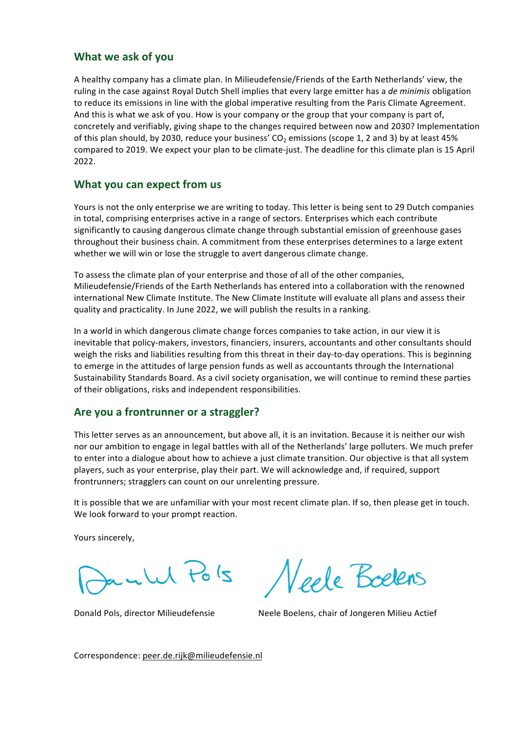## What we ask of you

A healthy company has a climate plan. In Milieudefensie/Friends of the Earth Netherlands' view, the ruling in the case against Royal Dutch Shell implies that every large emitter has a *de minimis* obligation to reduce its emissions in line with the global imperative resulting from the Paris Climate Agreement. And this is what we ask of you. How is your company or the group that your company is part of, concretely and verifiably, giving shape to the changes required between now and 2030? Implementation of this plan should, by 2030, reduce your business' $CO_2$ emissions (scope 1, 2 and 3) by at least 45% compared to 2019. We expect your plan to be climate-just. The deadline for this climate plan is 15 April 2022.

## What you can expect from us

Yours is not the only enterprise we are writing to today. This letter is being sent to 29 Dutch companies in total, comprising enterprises active in a range of sectors. Enterprises which each contribute significantly to causing dangerous climate change through substantial emission of greenhouse gases throughout their business chain. A commitment from these enterprises determines to a large extent whether we will win or lose the struggle to avert dangerous climate change.

To assess the climate plan of your enterprise and those of all of the other companies, Milieudefensie/Friends of the Earth Netherlands has entered into a collaboration with the renowned international New Climate Institute. The New Climate Institute will evaluate all plans and assess their quality and practicality. In June 2022, we will publish the results in a ranking.

In a world in which dangerous climate change forces companies to take action, in our view it is inevitable that policy-makers, investors, financiers, insurers, accountants and other consultants should weigh the risks and liabilities resulting from this threat in their day-to-day operations. This is beginning to emerge in the attitudes of large pension funds as well as accountants through the International Sustainability Standards Board. As a civil society organisation, we will continue to remind these parties of their obligations, risks and independent responsibilities.

## Are you a frontrunner or a straggler?

This letter serves as an announcement, but above all, it is an invitation. Because it is neither our wish nor our ambition to engage in legal battles with all of the Netherlands' large polluters. We much prefer to enter into a dialogue about how to achieve a just climate transition. Our objective is that all system players, such as your enterprise, play their part. We will acknowledge and, if required, support frontrunners; stragglers can count on our unrelenting pressure.

It is possible that we are unfamiliar with your most recent climate plan. If so, then please get in touch. We look forward to your prompt reaction.

Yours sincerely,

Donald Pols, director Milieudefensie

Neele Boelens, chair of Jongeren Milieu Actief

Correspondence: peer.de.rijk@milieudefensie.nl